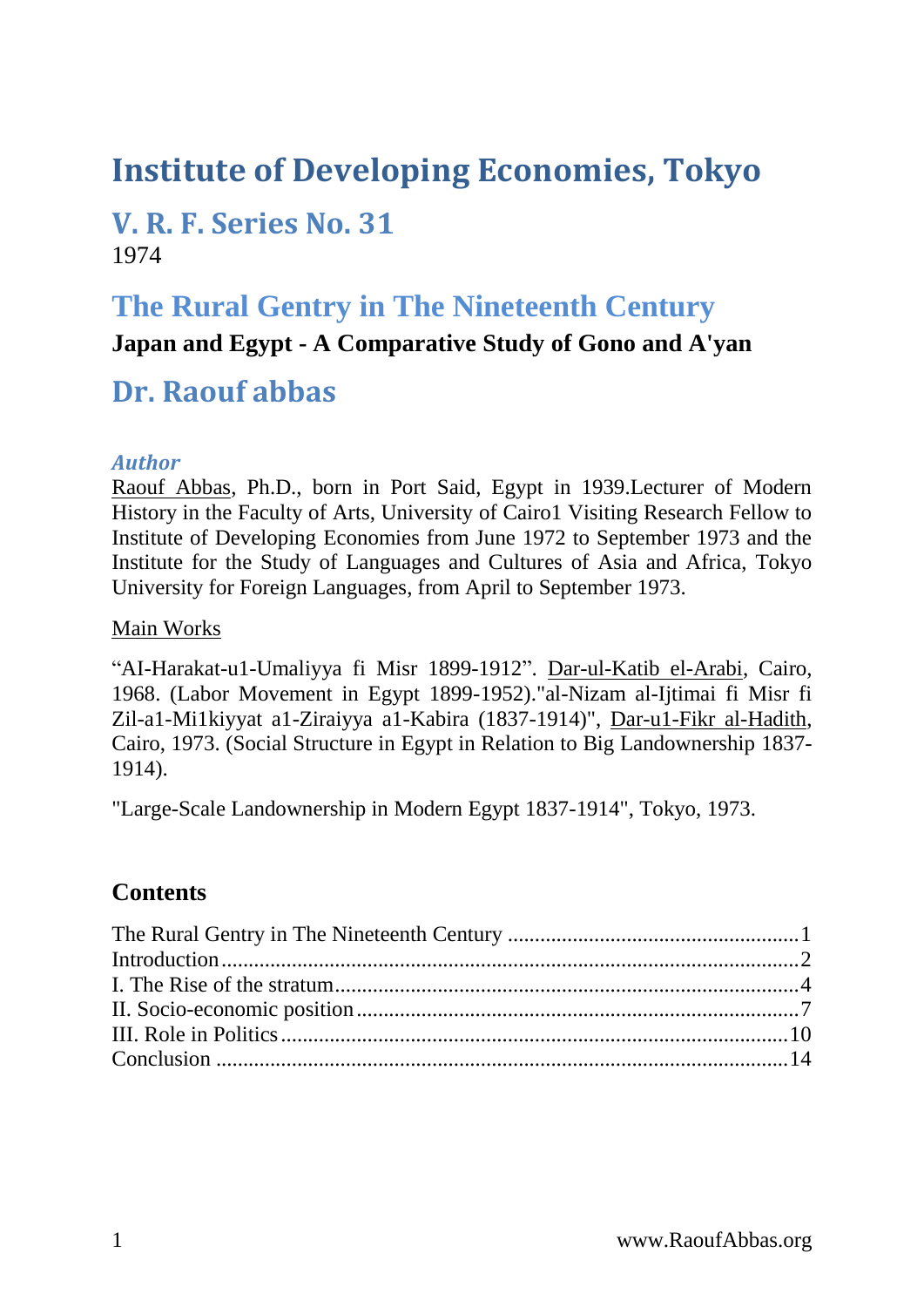# Institute of Developing Economies, Tokyo

## V. R. F. Series No. 31

1974

## The Rural Gentry in The Nineteenth Century

**Japan and Egypt - A Comparative Study of Gono and A'yan**

## Dr. Raouf abbas

### *Author*

Raouf Abbas, Ph.D., born in Port Said, Egypt in 1939.Lecturer of Modern History in the Faculty of Arts, University of Cairo1 Visiting Research Fellow to Institute of Developing Economies from June 1972 to September 1973 and the Institute for the Study of Languages and Cultures of Asia and Africa, Tokyo University for Foreign Languages, from April to September 1973.

Main Works

"AI-Harakat-u1-Umaliyya fi Misr 1899-1912". Dar-ul-Katib el-Arabi, Cairo, 1968. (Labor Movement in Egypt 1899-1952)."al-Nizam al-Ijtimai fi Misr fi Zil-a1-Mi1kiyyat a1-Ziraiyya a1-Kabira (1837-1914)", Dar-u1-Fikr al-Hadith, Cairo, 1973. (Social Structure in Egypt in Relation to Big Landownership 1837-1914).

"Large-Scale Landownership in Modern Egypt 1837-1914", Tokyo, 1973.

## Contents

The Rural Gentry in The Nineteenth Century ..... 1
Introduction ..... 2
I. The Rise of the stratum ..... 4
II. Socio-economic position ..... 7
III. Role in Politics ..... 10
Conclusion ..... 14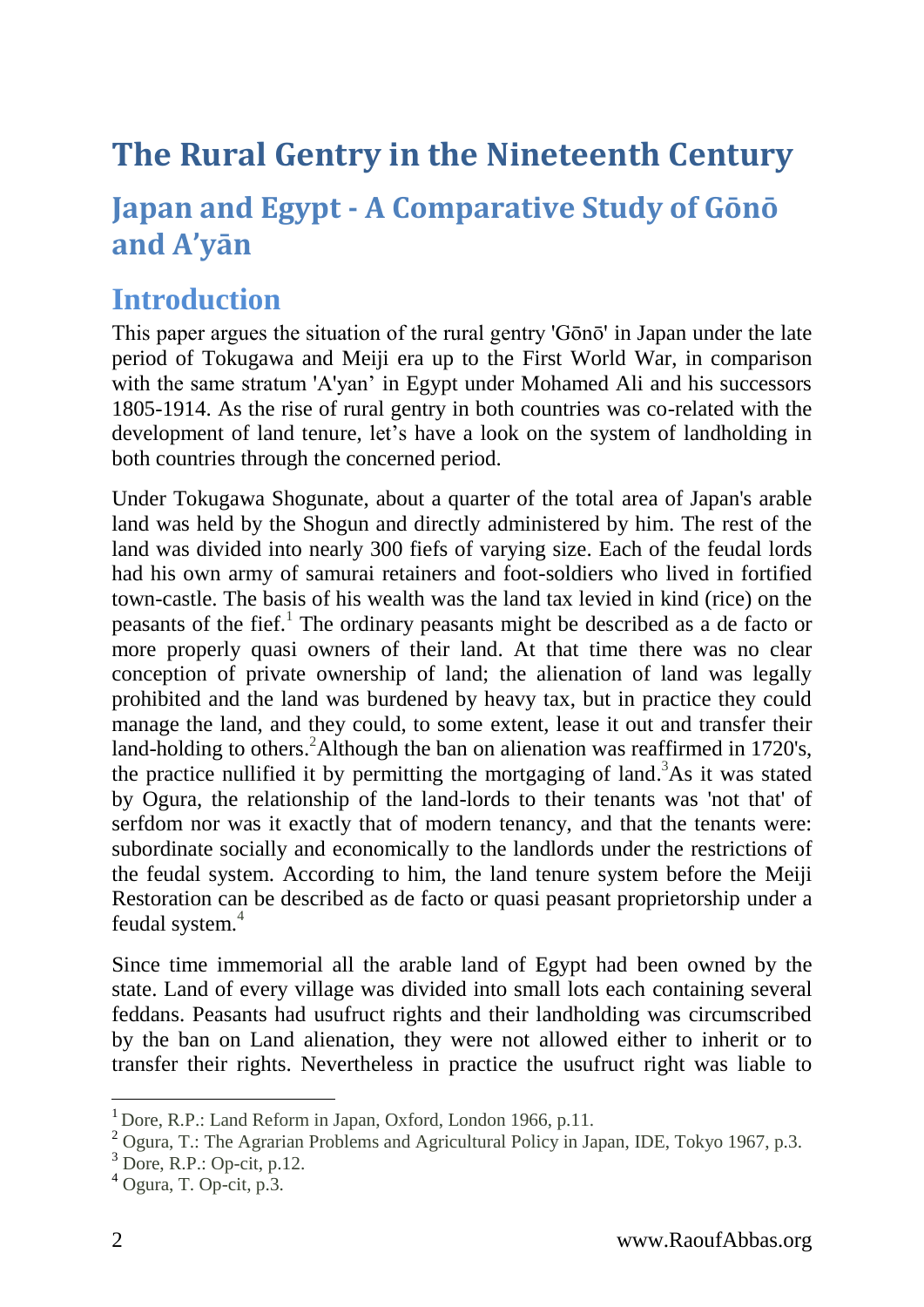# The Rural Gentry in the Nineteenth Century

## Japan and Egypt - A Comparative Study of Gōnō and A'yān

## Introduction

This paper argues the situation of the rural gentry 'Gōnō' in Japan under the late period of Tokugawa and Meiji era up to the First World War, in comparison with the same stratum 'A'yan' in Egypt under Mohamed Ali and his successors 1805-1914. As the rise of rural gentry in both countries was co-related with the development of land tenure, let's have a look on the system of landholding in both countries through the concerned period.

Under Tokugawa Shogunate, about a quarter of the total area of Japan's arable land was held by the Shogun and directly administered by him. The rest of the land was divided into nearly 300 fiefs of varying size. Each of the feudal lords had his own army of samurai retainers and foot-soldiers who lived in fortified town-castle. The basis of his wealth was the land tax levied in kind (rice) on the peasants of the fief.[1] The ordinary peasants might be described as a de facto or more properly quasi owners of their land. At that time there was no clear conception of private ownership of land; the alienation of land was legally prohibited and the land was burdened by heavy tax, but in practice they could manage the land, and they could, to some extent, lease it out and transfer their land-holding to others.[2]Although the ban on alienation was reaffirmed in 1720's, the practice nullified it by permitting the mortgaging of land.[3]As it was stated by Ogura, the relationship of the land-lords to their tenants was 'not that' of serfdom nor was it exactly that of modern tenancy, and that the tenants were: subordinate socially and economically to the landlords under the restrictions of the feudal system. According to him, the land tenure system before the Meiji Restoration can be described as de facto or quasi peasant proprietorship under a feudal system.[4]

Since time immemorial all the arable land of Egypt had been owned by the state. Land of every village was divided into small lots each containing several feddans. Peasants had usufruct rights and their landholding was circumscribed by the ban on Land alienation, they were not allowed either to inherit or to transfer their rights. Nevertheless in practice the usufruct right was liable to

---

[1] Dore, R.P.: Land Reform in Japan, Oxford, London 1966, p.11.

[2] Ogura, T.: The Agrarian Problems and Agricultural Policy in Japan, IDE, Tokyo 1967, p.3.

[3] Dore, R.P.: Op-cit, p.12.

[4] Ogura, T. Op-cit, p.3.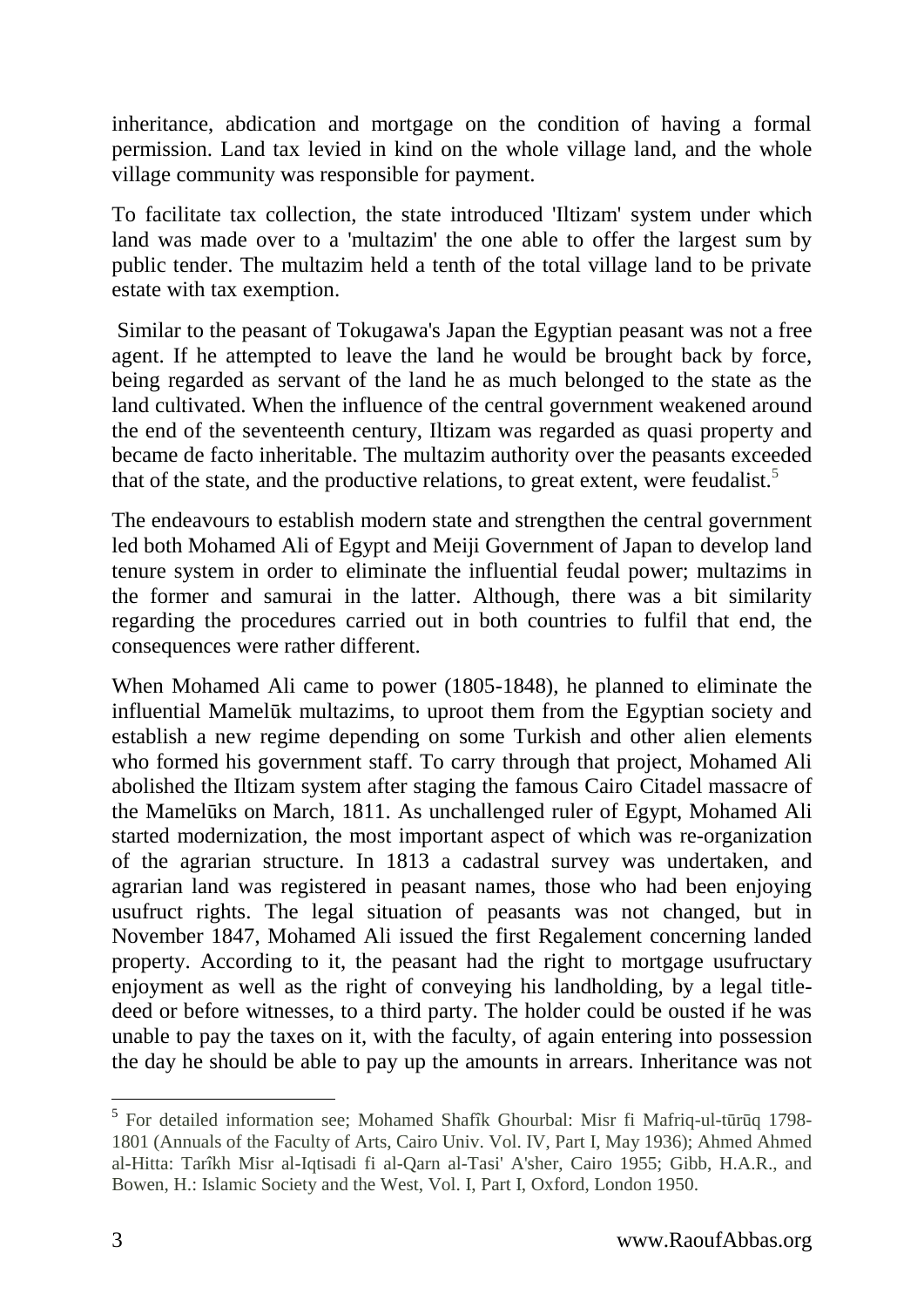inheritance, abdication and mortgage on the condition of having a formal permission. Land tax levied in kind on the whole village land, and the whole village community was responsible for payment.

To facilitate tax collection, the state introduced 'Iltizam' system under which land was made over to a 'multazim' the one able to offer the largest sum by public tender. The multazim held a tenth of the total village land to be private estate with tax exemption.

Similar to the peasant of Tokugawa's Japan the Egyptian peasant was not a free agent. If he attempted to leave the land he would be brought back by force, being regarded as servant of the land he as much belonged to the state as the land cultivated. When the influence of the central government weakened around the end of the seventeenth century, Iltizam was regarded as quasi property and became de facto inheritable. The multazim authority over the peasants exceeded that of the state, and the productive relations, to great extent, were feudalist.[5]

The endeavours to establish modern state and strengthen the central government led both Mohamed Ali of Egypt and Meiji Government of Japan to develop land tenure system in order to eliminate the influential feudal power; multazims in the former and samurai in the latter. Although, there was a bit similarity regarding the procedures carried out in both countries to fulfil that end, the consequences were rather different.

When Mohamed Ali came to power (1805-1848), he planned to eliminate the influential Mamelūk multazims, to uproot them from the Egyptian society and establish a new regime depending on some Turkish and other alien elements who formed his government staff. To carry through that project, Mohamed Ali abolished the Iltizam system after staging the famous Cairo Citadel massacre of the Mamelūks on March, 1811. As unchallenged ruler of Egypt, Mohamed Ali started modernization, the most important aspect of which was re-organization of the agrarian structure. In 1813 a cadastral survey was undertaken, and agrarian land was registered in peasant names, those who had been enjoying usufruct rights. The legal situation of peasants was not changed, but in November 1847, Mohamed Ali issued the first Regalement concerning landed property. According to it, the peasant had the right to mortgage usufructary enjoyment as well as the right of conveying his landholding, by a legal title-deed or before witnesses, to a third party. The holder could be ousted if he was unable to pay the taxes on it, with the faculty, of again entering into possession the day he should be able to pay up the amounts in arrears. Inheritance was not

---

[5] For detailed information see; Mohamed Shafîk Ghourbal: Misr fi Mafriq-ul-tūrūq 1798-1801 (Annuals of the Faculty of Arts, Cairo Univ. Vol. IV, Part I, May 1936); Ahmed Ahmed al-Hitta: Tarîkh Misr al-Iqtisadi fi al-Qarn al-Tasi' A'sher, Cairo 1955; Gibb, H.A.R., and Bowen, H.: Islamic Society and the West, Vol. I, Part I, Oxford, London 1950.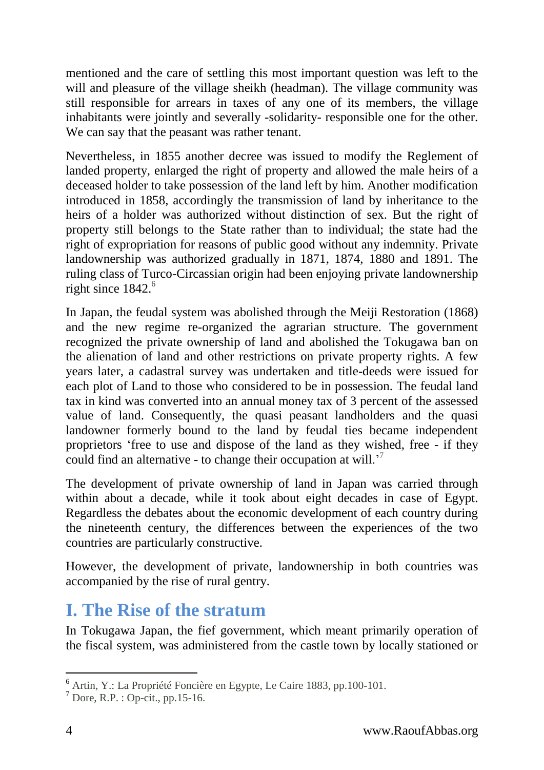mentioned and the care of settling this most important question was left to the will and pleasure of the village sheikh (headman). The village community was still responsible for arrears in taxes of any one of its members, the village inhabitants were jointly and severally -solidarity- responsible one for the other. We can say that the peasant was rather tenant.

Nevertheless, in 1855 another decree was issued to modify the Reglement of landed property, enlarged the right of property and allowed the male heirs of a deceased holder to take possession of the land left by him. Another modification introduced in 1858, accordingly the transmission of land by inheritance to the heirs of a holder was authorized without distinction of sex. But the right of property still belongs to the State rather than to individual; the state had the right of expropriation for reasons of public good without any indemnity. Private landownership was authorized gradually in 1871, 1874, 1880 and 1891. The ruling class of Turco-Circassian origin had been enjoying private landownership right since 1842.[6]

In Japan, the feudal system was abolished through the Meiji Restoration (1868) and the new regime re-organized the agrarian structure. The government recognized the private ownership of land and abolished the Tokugawa ban on the alienation of land and other restrictions on private property rights. A few years later, a cadastral survey was undertaken and title-deeds were issued for each plot of Land to those who considered to be in possession. The feudal land tax in kind was converted into an annual money tax of 3 percent of the assessed value of land. Consequently, the quasi peasant landholders and the quasi landowner formerly bound to the land by feudal ties became independent proprietors 'free to use and dispose of the land as they wished, free - if they could find an alternative - to change their occupation at will.'[7]

The development of private ownership of land in Japan was carried through within about a decade, while it took about eight decades in case of Egypt. Regardless the debates about the economic development of each country during the nineteenth century, the differences between the experiences of the two countries are particularly constructive.

However, the development of private, landownership in both countries was accompanied by the rise of rural gentry.

## I. The Rise of the stratum

In Tokugawa Japan, the fief government, which meant primarily operation of the fiscal system, was administered from the castle town by locally stationed or

[6] Artin, Y.: La Propriété Foncière en Egypte, Le Caire 1883, pp.100-101.

[7] Dore, R.P. : Op-cit., pp.15-16.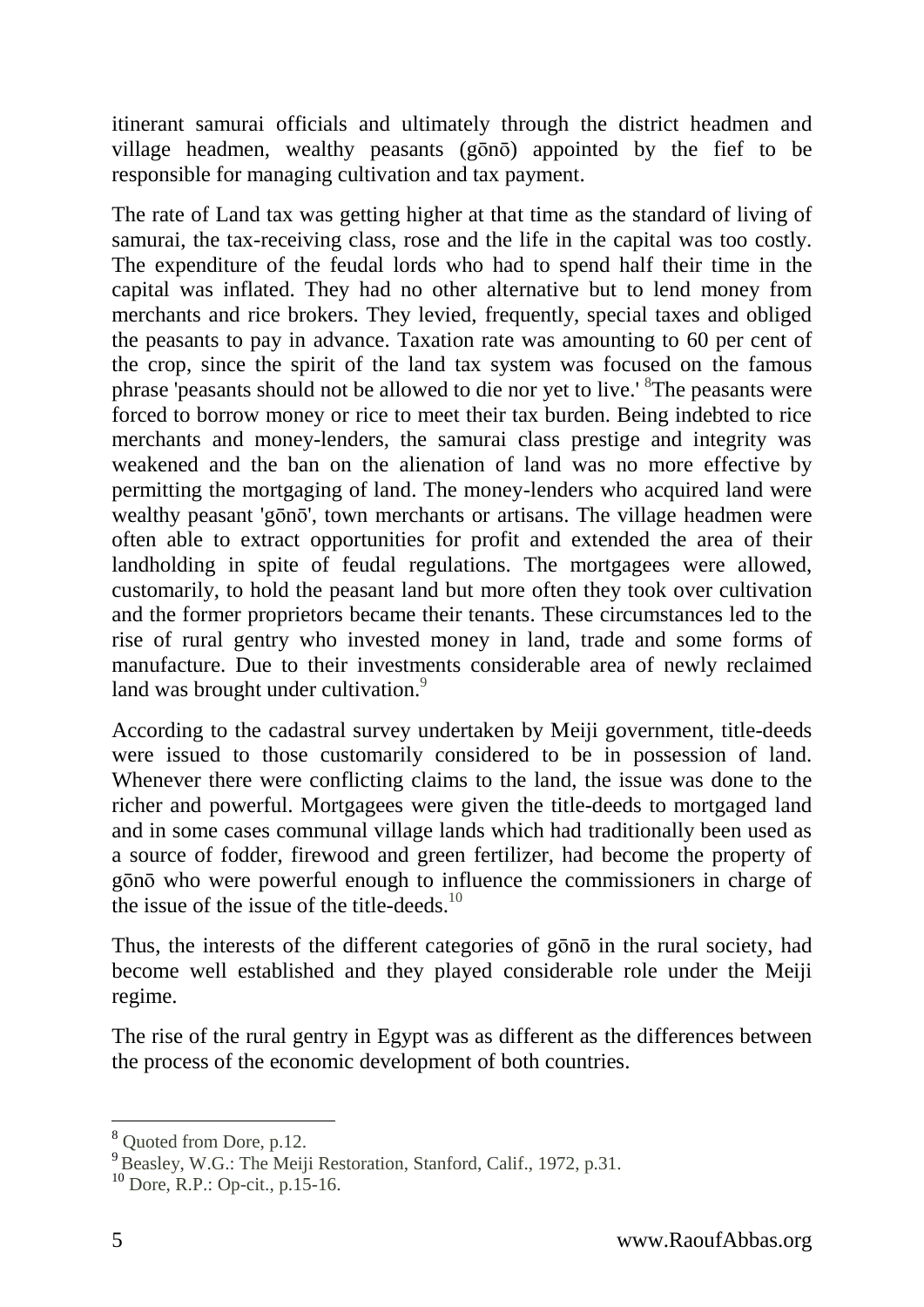itinerant samurai officials and ultimately through the district headmen and village headmen, wealthy peasants (gōnō) appointed by the fief to be responsible for managing cultivation and tax payment.

The rate of Land tax was getting higher at that time as the standard of living of samurai, the tax-receiving class, rose and the life in the capital was too costly. The expenditure of the feudal lords who had to spend half their time in the capital was inflated. They had no other alternative but to lend money from merchants and rice brokers. They levied, frequently, special taxes and obliged the peasants to pay in advance. Taxation rate was amounting to 60 per cent of the crop, since the spirit of the land tax system was focused on the famous phrase 'peasants should not be allowed to die nor yet to live.' [8]The peasants were forced to borrow money or rice to meet their tax burden. Being indebted to rice merchants and money-lenders, the samurai class prestige and integrity was weakened and the ban on the alienation of land was no more effective by permitting the mortgaging of land. The money-lenders who acquired land were wealthy peasant 'gōnō', town merchants or artisans. The village headmen were often able to extract opportunities for profit and extended the area of their landholding in spite of feudal regulations. The mortgagees were allowed, customarily, to hold the peasant land but more often they took over cultivation and the former proprietors became their tenants. These circumstances led to the rise of rural gentry who invested money in land, trade and some forms of manufacture. Due to their investments considerable area of newly reclaimed land was brought under cultivation.[9]

According to the cadastral survey undertaken by Meiji government, title-deeds were issued to those customarily considered to be in possession of land. Whenever there were conflicting claims to the land, the issue was done to the richer and powerful. Mortgagees were given the title-deeds to mortgaged land and in some cases communal village lands which had traditionally been used as a source of fodder, firewood and green fertilizer, had become the property of gōnō who were powerful enough to influence the commissioners in charge of the issue of the issue of the title-deeds.[10]

Thus, the interests of the different categories of gōnō in the rural society, had become well established and they played considerable role under the Meiji regime.

The rise of the rural gentry in Egypt was as different as the differences between the process of the economic development of both countries.

---

[8] Quoted from Dore, p.12.

[9] Beasley, W.G.: The Meiji Restoration, Stanford, Calif., 1972, p.31.

[10] Dore, R.P.: Op-cit., p.15-16.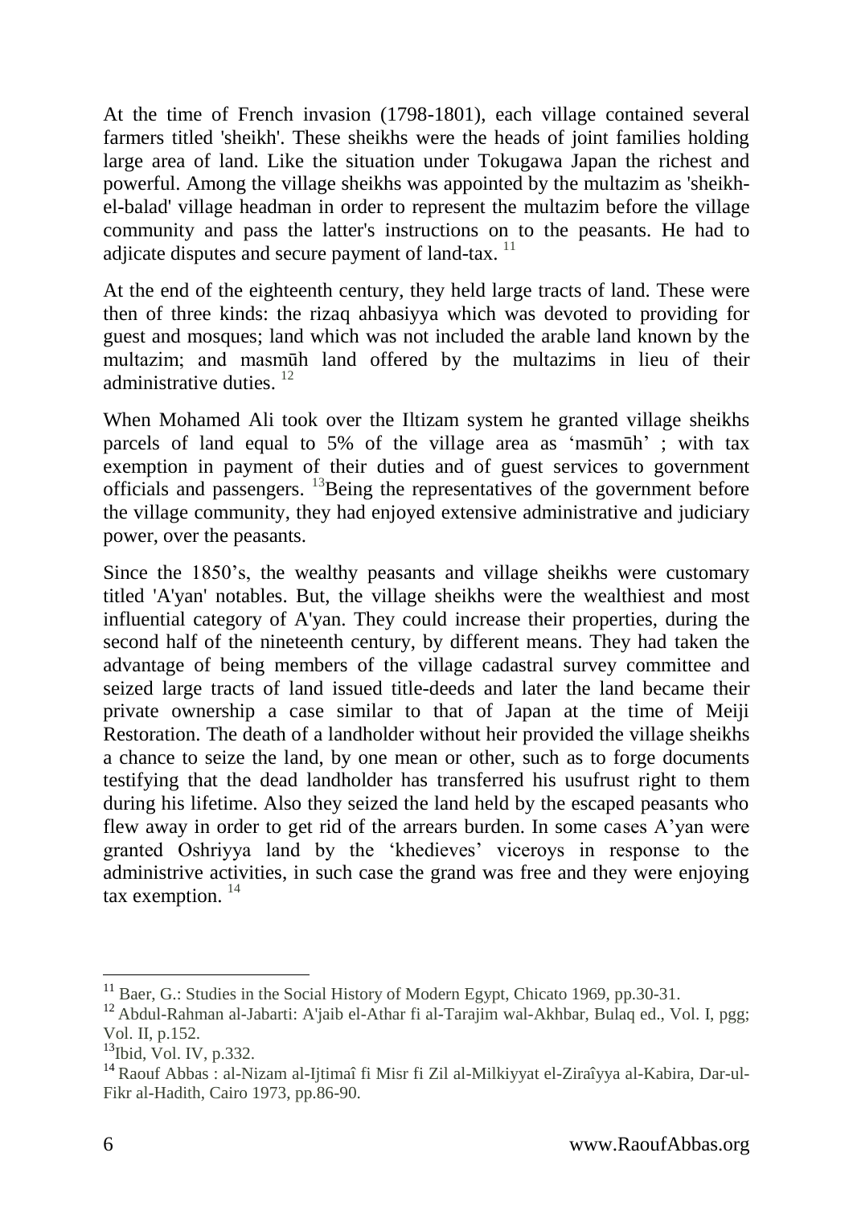At the time of French invasion (1798-1801), each village contained several farmers titled 'sheikh'. These sheikhs were the heads of joint families holding large area of land. Like the situation under Tokugawa Japan the richest and powerful. Among the village sheikhs was appointed by the multazim as 'sheikh-el-balad' village headman in order to represent the multazim before the village community and pass the latter's instructions on to the peasants. He had to adjicate disputes and secure payment of land-tax. [11]

At the end of the eighteenth century, they held large tracts of land. These were then of three kinds: the rizaq ahbasiyya which was devoted to providing for guest and mosques; land which was not included the arable land known by the multazim; and masmūh land offered by the multazims in lieu of their administrative duties. [12]

When Mohamed Ali took over the Iltizam system he granted village sheikhs parcels of land equal to 5% of the village area as 'masmūh' ; with tax exemption in payment of their duties and of guest services to government officials and passengers. [13]Being the representatives of the government before the village community, they had enjoyed extensive administrative and judiciary power, over the peasants.

Since the 1850's, the wealthy peasants and village sheikhs were customary titled 'A'yan' notables. But, the village sheikhs were the wealthiest and most influential category of A'yan. They could increase their properties, during the second half of the nineteenth century, by different means. They had taken the advantage of being members of the village cadastral survey committee and seized large tracts of land issued title-deeds and later the land became their private ownership a case similar to that of Japan at the time of Meiji Restoration. The death of a landholder without heir provided the village sheikhs a chance to seize the land, by one mean or other, such as to forge documents testifying that the dead landholder has transferred his usufrust right to them during his lifetime. Also they seized the land held by the escaped peasants who flew away in order to get rid of the arrears burden. In some cases A'yan were granted Oshriyya land by the 'khedieves' viceroys in response to the administrive activities, in such case the grand was free and they were enjoying tax exemption. [14]

---

[11] Baer, G.: Studies in the Social History of Modern Egypt, Chicato 1969, pp.30-31.

[12] Abdul-Rahman al-Jabarti: A'jaib el-Athar fi al-Tarajim wal-Akhbar, Bulaq ed., Vol. I, pgg; Vol. II, p.152.

[13] Ibid, Vol. IV, p.332.

[14] Raouf Abbas : al-Nizam al-Ijtimaî fi Misr fi Zil al-Milkiyyat el-Ziraîyya al-Kabira, Dar-ul-Fikr al-Hadith, Cairo 1973, pp.86-90.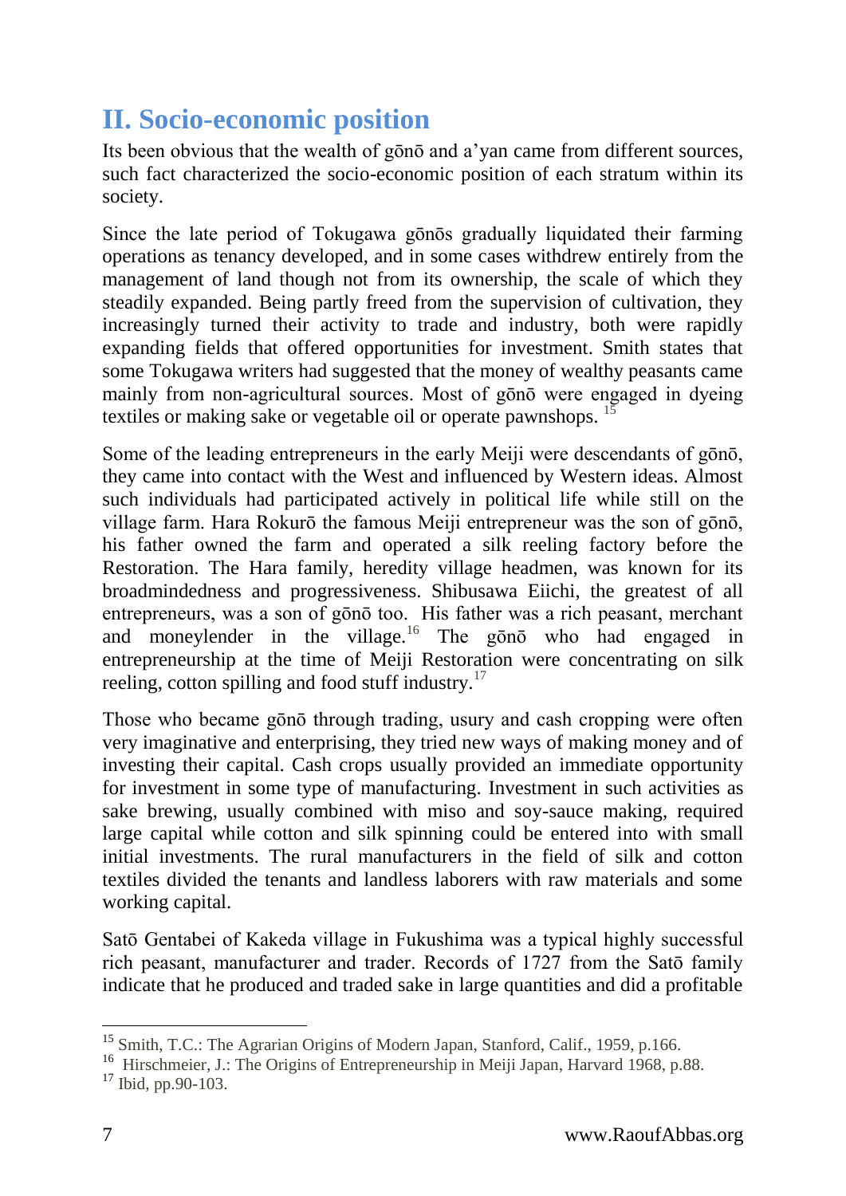## II. Socio-economic position

Its been obvious that the wealth of gōnō and a'yan came from different sources, such fact characterized the socio-economic position of each stratum within its society.

Since the late period of Tokugawa gōnōs gradually liquidated their farming operations as tenancy developed, and in some cases withdrew entirely from the management of land though not from its ownership, the scale of which they steadily expanded. Being partly freed from the supervision of cultivation, they increasingly turned their activity to trade and industry, both were rapidly expanding fields that offered opportunities for investment. Smith states that some Tokugawa writers had suggested that the money of wealthy peasants came mainly from non-agricultural sources. Most of gōnō were engaged in dyeing textiles or making sake or vegetable oil or operate pawnshops. [15]

Some of the leading entrepreneurs in the early Meiji were descendants of gōnō, they came into contact with the West and influenced by Western ideas. Almost such individuals had participated actively in political life while still on the village farm. Hara Rokurō the famous Meiji entrepreneur was the son of gōnō, his father owned the farm and operated a silk reeling factory before the Restoration. The Hara family, heredity village headmen, was known for its broadmindedness and progressiveness. Shibusawa Eiichi, the greatest of all entrepreneurs, was a son of gōnō too. His father was a rich peasant, merchant and moneylender in the village.[16] The gōnō who had engaged in entrepreneurship at the time of Meiji Restoration were concentrating on silk reeling, cotton spilling and food stuff industry.[17]

Those who became gōnō through trading, usury and cash cropping were often very imaginative and enterprising, they tried new ways of making money and of investing their capital. Cash crops usually provided an immediate opportunity for investment in some type of manufacturing. Investment in such activities as sake brewing, usually combined with miso and soy-sauce making, required large capital while cotton and silk spinning could be entered into with small initial investments. The rural manufacturers in the field of silk and cotton textiles divided the tenants and landless laborers with raw materials and some working capital.

Satō Gentabei of Kakeda village in Fukushima was a typical highly successful rich peasant, manufacturer and trader. Records of 1727 from the Satō family indicate that he produced and traded sake in large quantities and did a profitable

---

[15] Smith, T.C.: The Agrarian Origins of Modern Japan, Stanford, Calif., 1959, p.166.

[16] Hirschmeier, J.: The Origins of Entrepreneurship in Meiji Japan, Harvard 1968, p.88.

[17] Ibid, pp.90-103.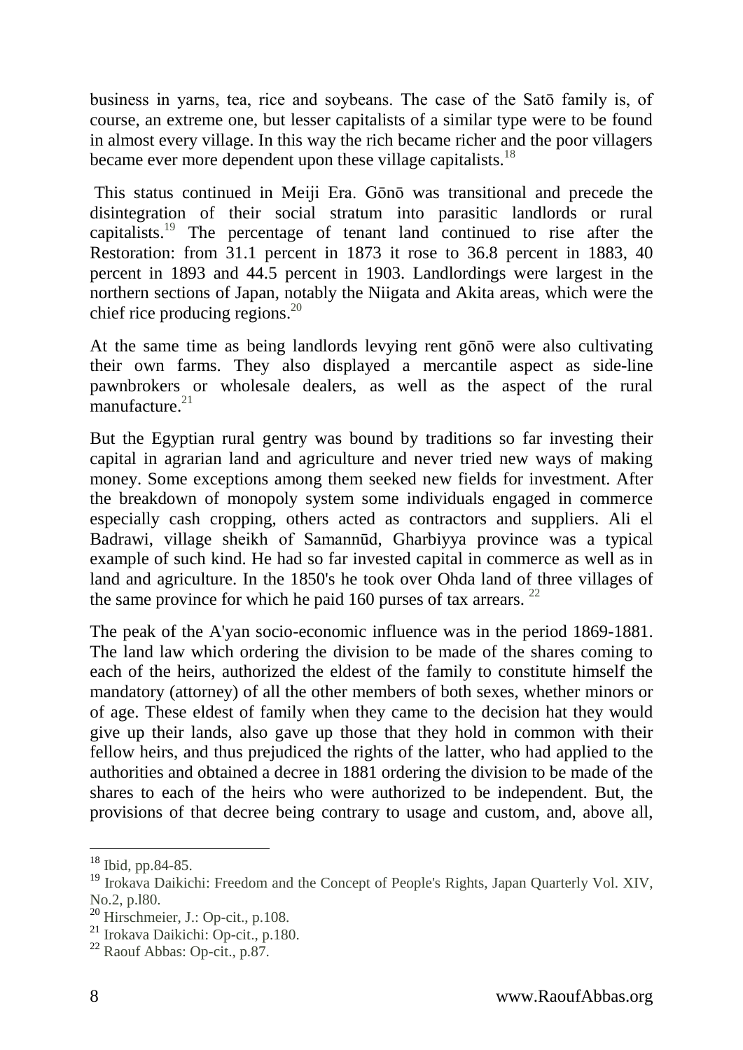business in yarns, tea, rice and soybeans. The case of the Satō family is, of course, an extreme one, but lesser capitalists of a similar type were to be found in almost every village. In this way the rich became richer and the poor villagers became ever more dependent upon these village capitalists.[18]

This status continued in Meiji Era. Gōnō was transitional and precede the disintegration of their social stratum into parasitic landlords or rural capitalists.[19] The percentage of tenant land continued to rise after the Restoration: from 31.1 percent in 1873 it rose to 36.8 percent in 1883, 40 percent in 1893 and 44.5 percent in 1903. Landlordings were largest in the northern sections of Japan, notably the Niigata and Akita areas, which were the chief rice producing regions.[20]

At the same time as being landlords levying rent gōnō were also cultivating their own farms. They also displayed a mercantile aspect as side-line pawnbrokers or wholesale dealers, as well as the aspect of the rural manufacture.[21]

But the Egyptian rural gentry was bound by traditions so far investing their capital in agrarian land and agriculture and never tried new ways of making money. Some exceptions among them seeked new fields for investment. After the breakdown of monopoly system some individuals engaged in commerce especially cash cropping, others acted as contractors and suppliers. Ali el Badrawi, village sheikh of Samannūd, Gharbiyya province was a typical example of such kind. He had so far invested capital in commerce as well as in land and agriculture. In the 1850's he took over Ohda land of three villages of the same province for which he paid 160 purses of tax arrears. [22]

The peak of the A'yan socio-economic influence was in the period 1869-1881. The land law which ordering the division to be made of the shares coming to each of the heirs, authorized the eldest of the family to constitute himself the mandatory (attorney) of all the other members of both sexes, whether minors or of age. These eldest of family when they came to the decision hat they would give up their lands, also gave up those that they hold in common with their fellow heirs, and thus prejudiced the rights of the latter, who had applied to the authorities and obtained a decree in 1881 ordering the division to be made of the shares to each of the heirs who were authorized to be independent. But, the provisions of that decree being contrary to usage and custom, and, above all,

---

[18] Ibid, pp.84-85.

[19] Irokava Daikichi: Freedom and the Concept of People's Rights, Japan Quarterly Vol. XIV, No.2, p.l80.

[20] Hirschmeier, J.: Op-cit., p.108.

[21] Irokava Daikichi: Op-cit., p.180.

[22] Raouf Abbas: Op-cit., p.87.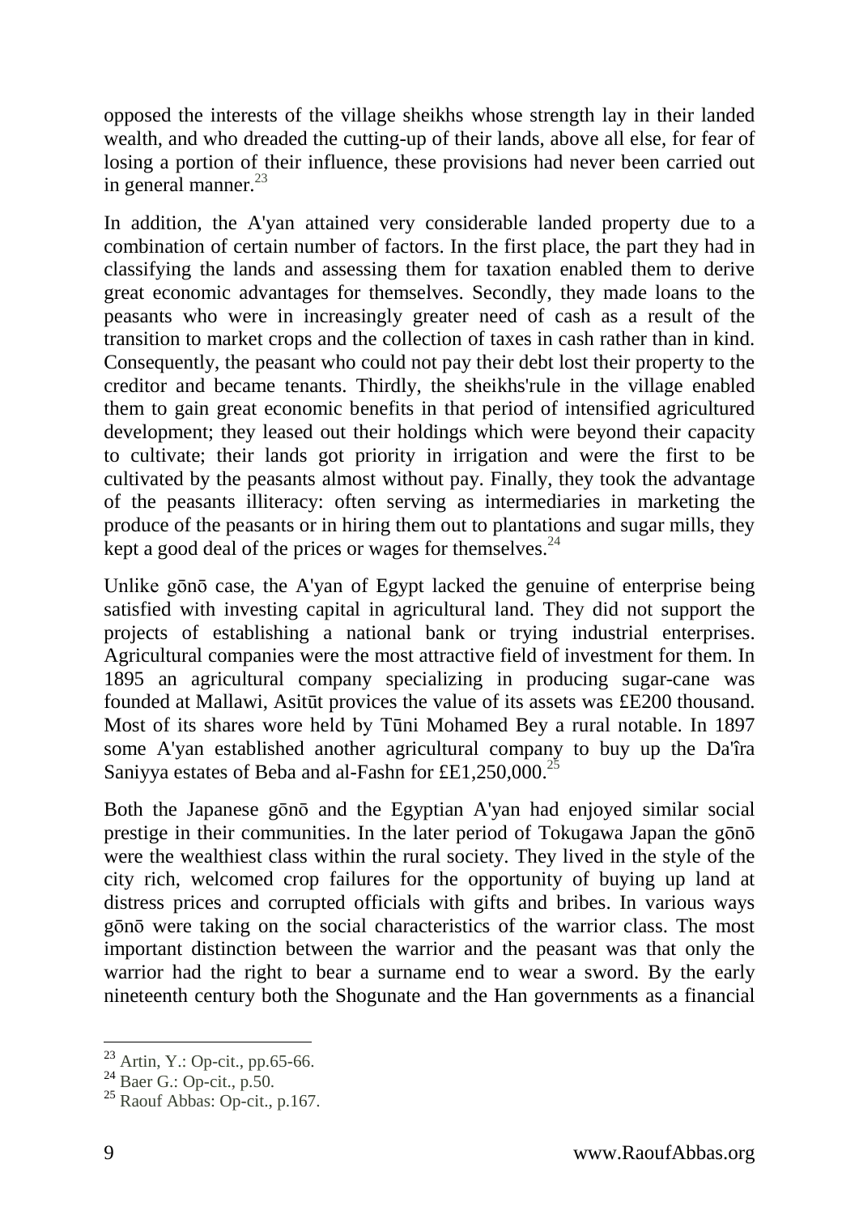opposed the interests of the village sheikhs whose strength lay in their landed wealth, and who dreaded the cutting-up of their lands, above all else, for fear of losing a portion of their influence, these provisions had never been carried out in general manner.[23]

In addition, the A'yan attained very considerable landed property due to a combination of certain number of factors. In the first place, the part they had in classifying the lands and assessing them for taxation enabled them to derive great economic advantages for themselves. Secondly, they made loans to the peasants who were in increasingly greater need of cash as a result of the transition to market crops and the collection of taxes in cash rather than in kind. Consequently, the peasant who could not pay their debt lost their property to the creditor and became tenants. Thirdly, the sheikhs'rule in the village enabled them to gain great economic benefits in that period of intensified agricultured development; they leased out their holdings which were beyond their capacity to cultivate; their lands got priority in irrigation and were the first to be cultivated by the peasants almost without pay. Finally, they took the advantage of the peasants illiteracy: often serving as intermediaries in marketing the produce of the peasants or in hiring them out to plantations and sugar mills, they kept a good deal of the prices or wages for themselves.[24]

Unlike gōnō case, the A'yan of Egypt lacked the genuine of enterprise being satisfied with investing capital in agricultural land. They did not support the projects of establishing a national bank or trying industrial enterprises. Agricultural companies were the most attractive field of investment for them. In 1895 an agricultural company specializing in producing sugar-cane was founded at Mallawi, Asitūt provices the value of its assets was £E200 thousand. Most of its shares wore held by Tūni Mohamed Bey a rural notable. In 1897 some A'yan established another agricultural company to buy up the Da'îra Saniyya estates of Beba and al-Fashn for £E1,250,000.[25]

Both the Japanese gōnō and the Egyptian A'yan had enjoyed similar social prestige in their communities. In the later period of Tokugawa Japan the gōnō were the wealthiest class within the rural society. They lived in the style of the city rich, welcomed crop failures for the opportunity of buying up land at distress prices and corrupted officials with gifts and bribes. In various ways gōnō were taking on the social characteristics of the warrior class. The most important distinction between the warrior and the peasant was that only the warrior had the right to bear a surname end to wear a sword. By the early nineteenth century both the Shogunate and the Han governments as a financial

[23] Artin, Y.: Op-cit., pp.65-66.

[24] Baer G.: Op-cit., p.50.

[25] Raouf Abbas: Op-cit., p.167.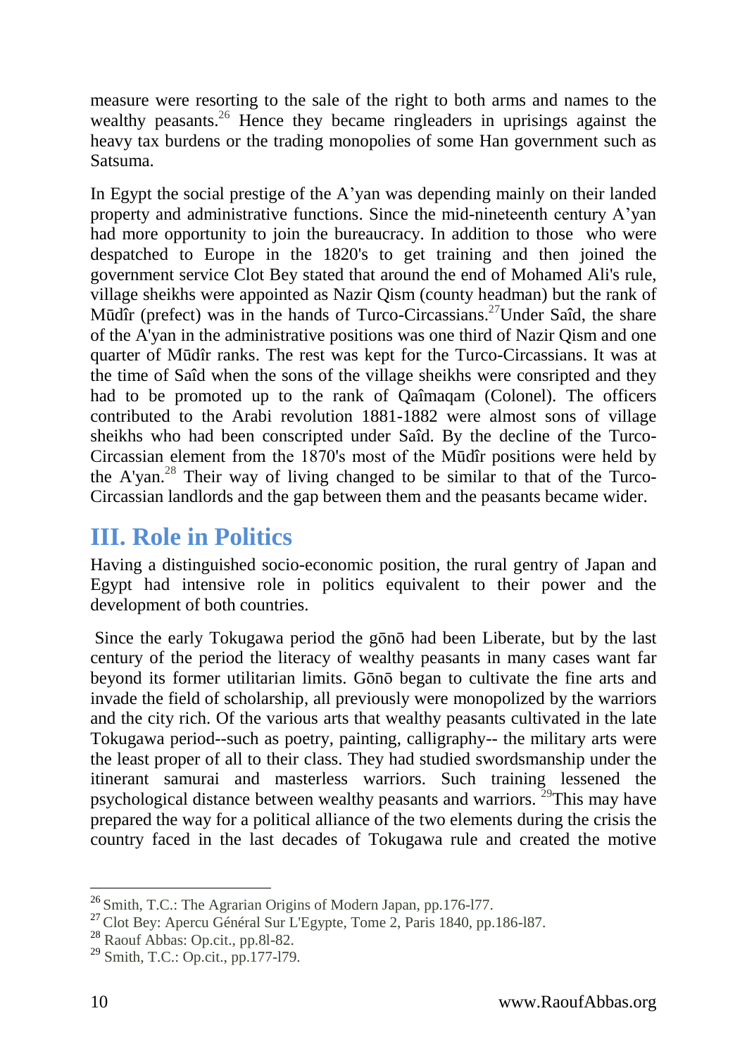measure were resorting to the sale of the right to both arms and names to the wealthy peasants.[26] Hence they became ringleaders in uprisings against the heavy tax burdens or the trading monopolies of some Han government such as Satsuma.

In Egypt the social prestige of the A'yan was depending mainly on their landed property and administrative functions. Since the mid-nineteenth century A'yan had more opportunity to join the bureaucracy. In addition to those who were despatched to Europe in the 1820's to get training and then joined the government service Clot Bey stated that around the end of Mohamed Ali's rule, village sheikhs were appointed as Nazir Qism (county headman) but the rank of Mūdîr (prefect) was in the hands of Turco-Circassians.[27]Under Saîd, the share of the A'yan in the administrative positions was one third of Nazir Qism and one quarter of Mūdîr ranks. The rest was kept for the Turco-Circassians. It was at the time of Saîd when the sons of the village sheikhs were consripted and they had to be promoted up to the rank of Qaîmaqam (Colonel). The officers contributed to the Arabi revolution 1881-1882 were almost sons of village sheikhs who had been conscripted under Saîd. By the decline of the Turco-Circassian element from the 1870's most of the Mūdîr positions were held by the A'yan.[28] Their way of living changed to be similar to that of the Turco-Circassian landlords and the gap between them and the peasants became wider.

## III. Role in Politics

Having a distinguished socio-economic position, the rural gentry of Japan and Egypt had intensive role in politics equivalent to their power and the development of both countries.

Since the early Tokugawa period the gōnō had been Liberate, but by the last century of the period the literacy of wealthy peasants in many cases want far beyond its former utilitarian limits. Gōnō began to cultivate the fine arts and invade the field of scholarship, all previously were monopolized by the warriors and the city rich. Of the various arts that wealthy peasants cultivated in the late Tokugawa period--such as poetry, painting, calligraphy-- the military arts were the least proper of all to their class. They had studied swordsmanship under the itinerant samurai and masterless warriors. Such training lessened the psychological distance between wealthy peasants and warriors. [29]This may have prepared the way for a political alliance of the two elements during the crisis the country faced in the last decades of Tokugawa rule and created the motive

---

[26] Smith, T.C.: The Agrarian Origins of Modern Japan, pp.176-177.

[27] Clot Bey: Apercu Général Sur L'Egypte, Tome 2, Paris 1840, pp.186-187.

[28] Raouf Abbas: Op.cit., pp.81-82.

[29] Smith, T.C.: Op.cit., pp.177-179.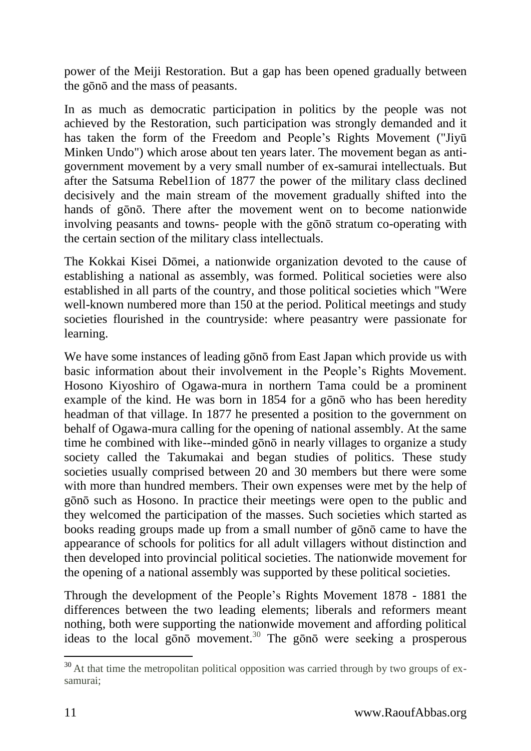power of the Meiji Restoration. But a gap has been opened gradually between the gōnō and the mass of peasants.

In as much as democratic participation in politics by the people was not achieved by the Restoration, such participation was strongly demanded and it has taken the form of the Freedom and People's Rights Movement ("Jiyū Minken Undo") which arose about ten years later. The movement began as anti-government movement by a very small number of ex-samurai intellectuals. But after the Satsuma Rebel1ion of 1877 the power of the military class declined decisively and the main stream of the movement gradually shifted into the hands of gōnō. There after the movement went on to become nationwide involving peasants and towns- people with the gōnō stratum co-operating with the certain section of the military class intellectuals.

The Kokkai Kisei Dōmei, a nationwide organization devoted to the cause of establishing a national as assembly, was formed. Political societies were also established in all parts of the country, and those political societies which "Were well-known numbered more than 150 at the period. Political meetings and study societies flourished in the countryside: where peasantry were passionate for learning.

We have some instances of leading gōnō from East Japan which provide us with basic information about their involvement in the People's Rights Movement. Hosono Kiyoshiro of Ogawa-mura in northern Tama could be a prominent example of the kind. He was born in 1854 for a gōnō who has been heredity headman of that village. In 1877 he presented a position to the government on behalf of Ogawa-mura calling for the opening of national assembly. At the same time he combined with like--minded gōnō in nearly villages to organize a study society called the Takumakai and began studies of politics. These study societies usually comprised between 20 and 30 members but there were some with more than hundred members. Their own expenses were met by the help of gōnō such as Hosono. In practice their meetings were open to the public and they welcomed the participation of the masses. Such societies which started as books reading groups made up from a small number of gōnō came to have the appearance of schools for politics for all adult villagers without distinction and then developed into provincial political societies. The nationwide movement for the opening of a national assembly was supported by these political societies.

Through the development of the People's Rights Movement 1878 - 1881 the differences between the two leading elements; liberals and reformers meant nothing, both were supporting the nationwide movement and affording political ideas to the local gōnō movement.[30] The gōnō were seeking a prosperous

---

[30] At that time the metropolitan political opposition was carried through by two groups of ex-samurai;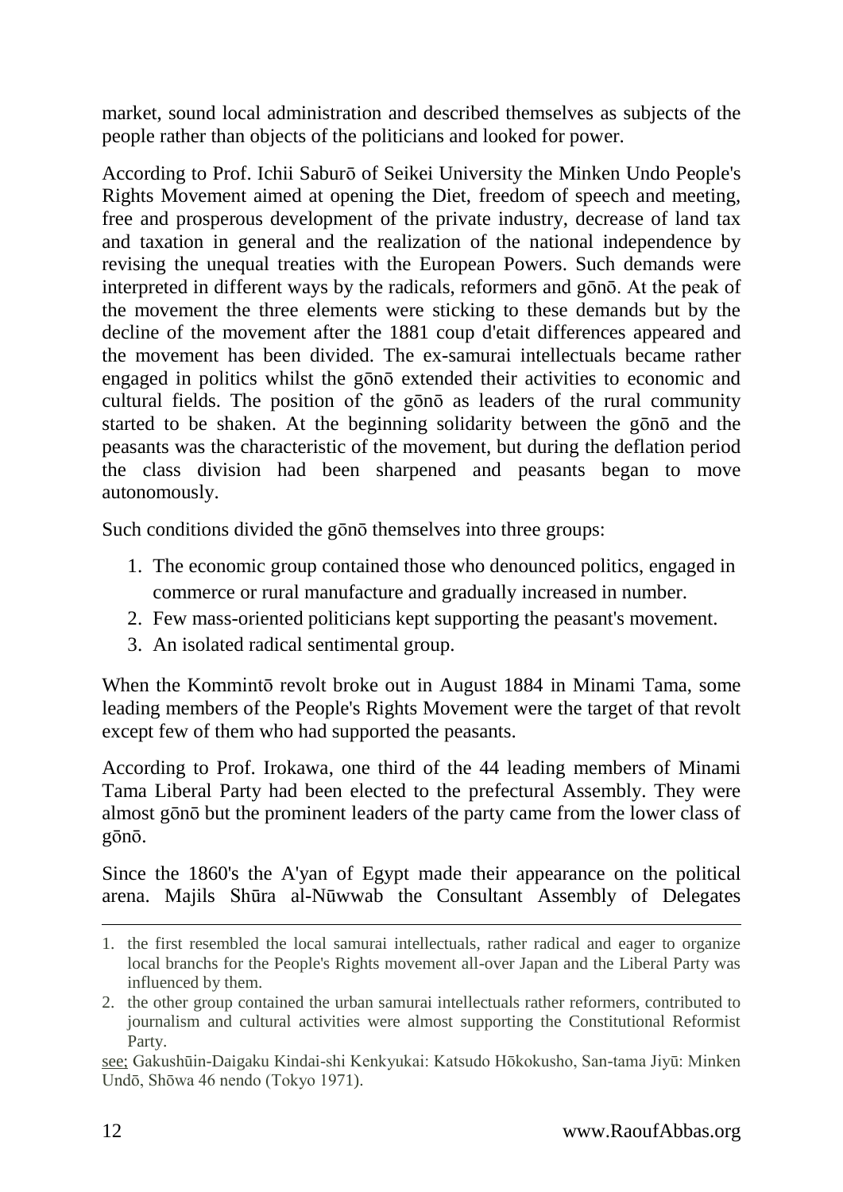market, sound local administration and described themselves as subjects of the people rather than objects of the politicians and looked for power.

According to Prof. Ichii Saburō of Seikei University the Minken Undo People's Rights Movement aimed at opening the Diet, freedom of speech and meeting, free and prosperous development of the private industry, decrease of land tax and taxation in general and the realization of the national independence by revising the unequal treaties with the European Powers. Such demands were interpreted in different ways by the radicals, reformers and gōnō. At the peak of the movement the three elements were sticking to these demands but by the decline of the movement after the 1881 coup d'etait differences appeared and the movement has been divided. The ex-samurai intellectuals became rather engaged in politics whilst the gōnō extended their activities to economic and cultural fields. The position of the gōnō as leaders of the rural community started to be shaken. At the beginning solidarity between the gōnō and the peasants was the characteristic of the movement, but during the deflation period the class division had been sharpened and peasants began to move autonomously.

Such conditions divided the gōnō themselves into three groups:

1. The economic group contained those who denounced politics, engaged in commerce or rural manufacture and gradually increased in number.
2. Few mass-oriented politicians kept supporting the peasant's movement.
3. An isolated radical sentimental group.

When the Kommintō revolt broke out in August 1884 in Minami Tama, some leading members of the People's Rights Movement were the target of that revolt except few of them who had supported the peasants.

According to Prof. Irokawa, one third of the 44 leading members of Minami Tama Liberal Party had been elected to the prefectural Assembly. They were almost gōnō but the prominent leaders of the party came from the lower class of gōnō.

Since the 1860's the A'yan of Egypt made their appearance on the political arena. Majils Shūra al-Nūwwab the Consultant Assembly of Delegates

---

1. the first resembled the local samurai intellectuals, rather radical and eager to organize local branchs for the People's Rights movement all-over Japan and the Liberal Party was influenced by them.
2. the other group contained the urban samurai intellectuals rather reformers, contributed to journalism and cultural activities were almost supporting the Constitutional Reformist Party.

see; Gakushūin-Daigaku Kindai-shi Kenkyukai: Katsudo Hōkokusho, San-tama Jiyū: Minken Undō, Shōwa 46 nendo (Tokyo 1971).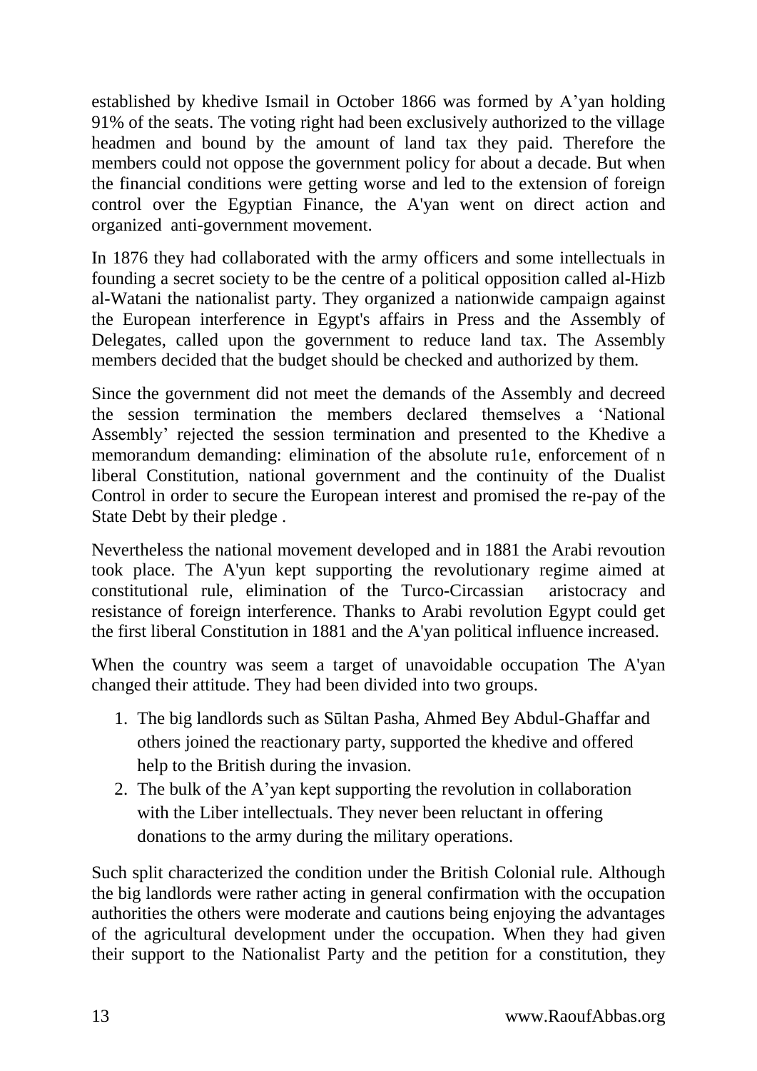established by khedive Ismail in October 1866 was formed by A'yan holding 91% of the seats. The voting right had been exclusively authorized to the village headmen and bound by the amount of land tax they paid. Therefore the members could not oppose the government policy for about a decade. But when the financial conditions were getting worse and led to the extension of foreign control over the Egyptian Finance, the A'yan went on direct action and organized anti-government movement.

In 1876 they had collaborated with the army officers and some intellectuals in founding a secret society to be the centre of a political opposition called al-Hizb al-Watani the nationalist party. They organized a nationwide campaign against the European interference in Egypt's affairs in Press and the Assembly of Delegates, called upon the government to reduce land tax. The Assembly members decided that the budget should be checked and authorized by them.

Since the government did not meet the demands of the Assembly and decreed the session termination the members declared themselves a 'National Assembly' rejected the session termination and presented to the Khedive a memorandum demanding: elimination of the absolute ru1e, enforcement of n liberal Constitution, national government and the continuity of the Dualist Control in order to secure the European interest and promised the re-pay of the State Debt by their pledge .

Nevertheless the national movement developed and in 1881 the Arabi revoution took place. The A'yun kept supporting the revolutionary regime aimed at constitutional rule, elimination of the Turco-Circassian aristocracy and resistance of foreign interference. Thanks to Arabi revolution Egypt could get the first liberal Constitution in 1881 and the A'yan political influence increased.

When the country was seem a target of unavoidable occupation The A'yan changed their attitude. They had been divided into two groups.

1. The big landlords such as Sūltan Pasha, Ahmed Bey Abdul-Ghaffar and others joined the reactionary party, supported the khedive and offered help to the British during the invasion.
2. The bulk of the A'yan kept supporting the revolution in collaboration with the Liber intellectuals. They never been reluctant in offering donations to the army during the military operations.

Such split characterized the condition under the British Colonial rule. Although the big landlords were rather acting in general confirmation with the occupation authorities the others were moderate and cautions being enjoying the advantages of the agricultural development under the occupation. When they had given their support to the Nationalist Party and the petition for a constitution, they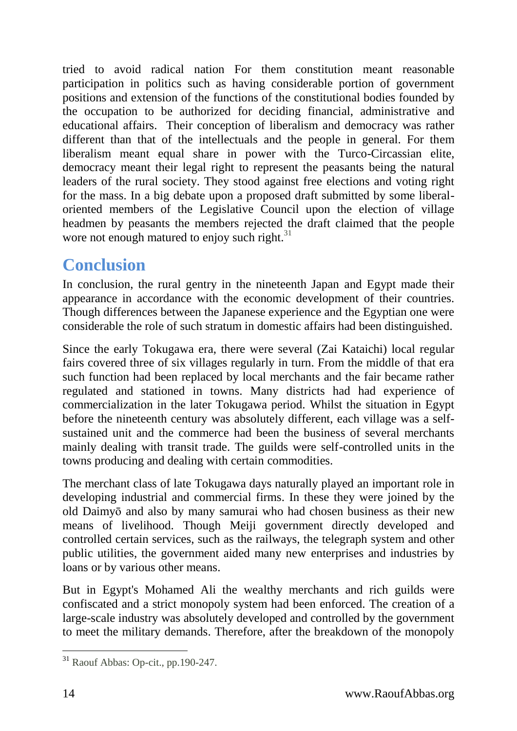tried to avoid radical nation For them constitution meant reasonable participation in politics such as having considerable portion of government positions and extension of the functions of the constitutional bodies founded by the occupation to be authorized for deciding financial, administrative and educational affairs. Their conception of liberalism and democracy was rather different than that of the intellectuals and the people in general. For them liberalism meant equal share in power with the Turco-Circassian elite, democracy meant their legal right to represent the peasants being the natural leaders of the rural society. They stood against free elections and voting right for the mass. In a big debate upon a proposed draft submitted by some liberal-oriented members of the Legislative Council upon the election of village headmen by peasants the members rejected the draft claimed that the people wore not enough matured to enjoy such right.[31]

## Conclusion

In conclusion, the rural gentry in the nineteenth Japan and Egypt made their appearance in accordance with the economic development of their countries. Though differences between the Japanese experience and the Egyptian one were considerable the role of such stratum in domestic affairs had been distinguished.

Since the early Tokugawa era, there were several (Zai Kataichi) local regular fairs covered three of six villages regularly in turn. From the middle of that era such function had been replaced by local merchants and the fair became rather regulated and stationed in towns. Many districts had had experience of commercialization in the later Tokugawa period. Whilst the situation in Egypt before the nineteenth century was absolutely different, each village was a self-sustained unit and the commerce had been the business of several merchants mainly dealing with transit trade. The guilds were self-controlled units in the towns producing and dealing with certain commodities.

The merchant class of late Tokugawa days naturally played an important role in developing industrial and commercial firms. In these they were joined by the old Daimyō and also by many samurai who had chosen business as their new means of livelihood. Though Meiji government directly developed and controlled certain services, such as the railways, the telegraph system and other public utilities, the government aided many new enterprises and industries by loans or by various other means.

But in Egypt's Mohamed Ali the wealthy merchants and rich guilds were confiscated and a strict monopoly system had been enforced. The creation of a large-scale industry was absolutely developed and controlled by the government to meet the military demands. Therefore, after the breakdown of the monopoly

---

[31] Raouf Abbas: Op-cit., pp.190-247.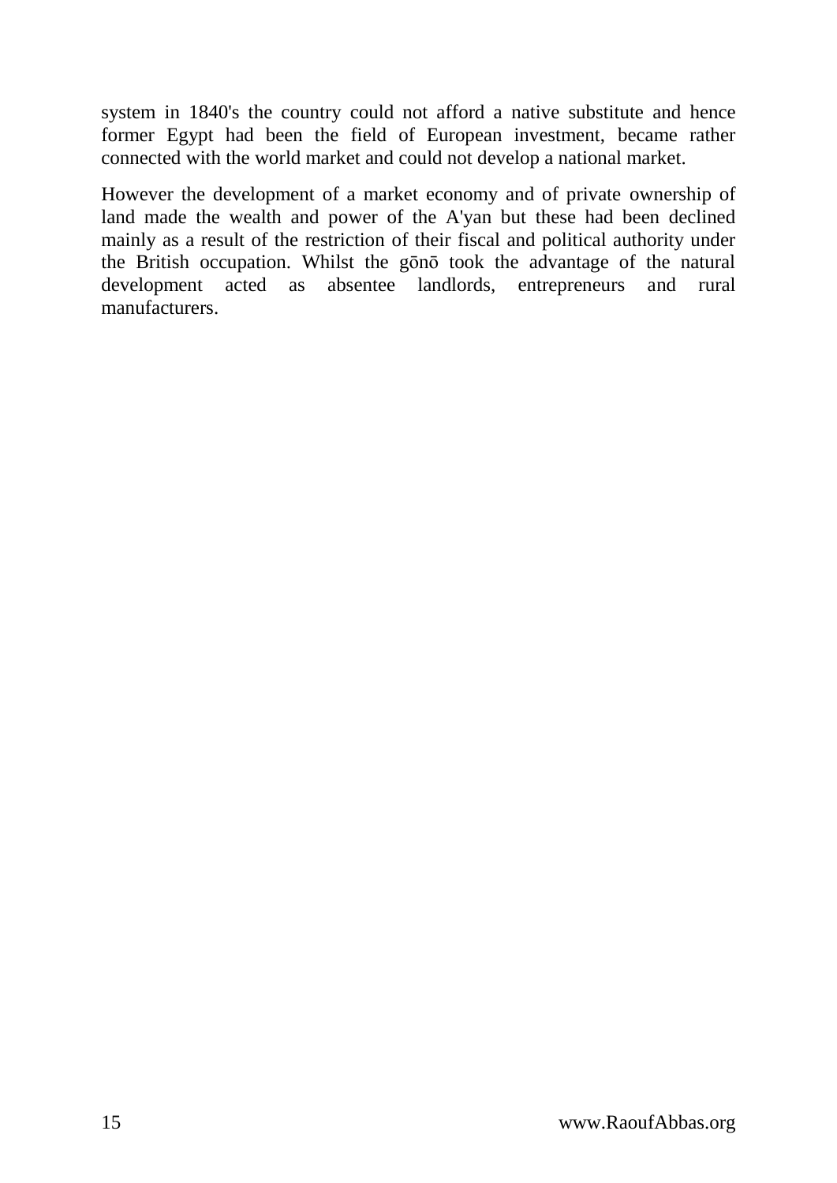system in 1840's the country could not afford a native substitute and hence former Egypt had been the field of European investment, became rather connected with the world market and could not develop a national market.

However the development of a market economy and of private ownership of land made the wealth and power of the A'yan but these had been declined mainly as a result of the restriction of their fiscal and political authority under the British occupation. Whilst the gōnō took the advantage of the natural development acted as absentee landlords, entrepreneurs and rural manufacturers.